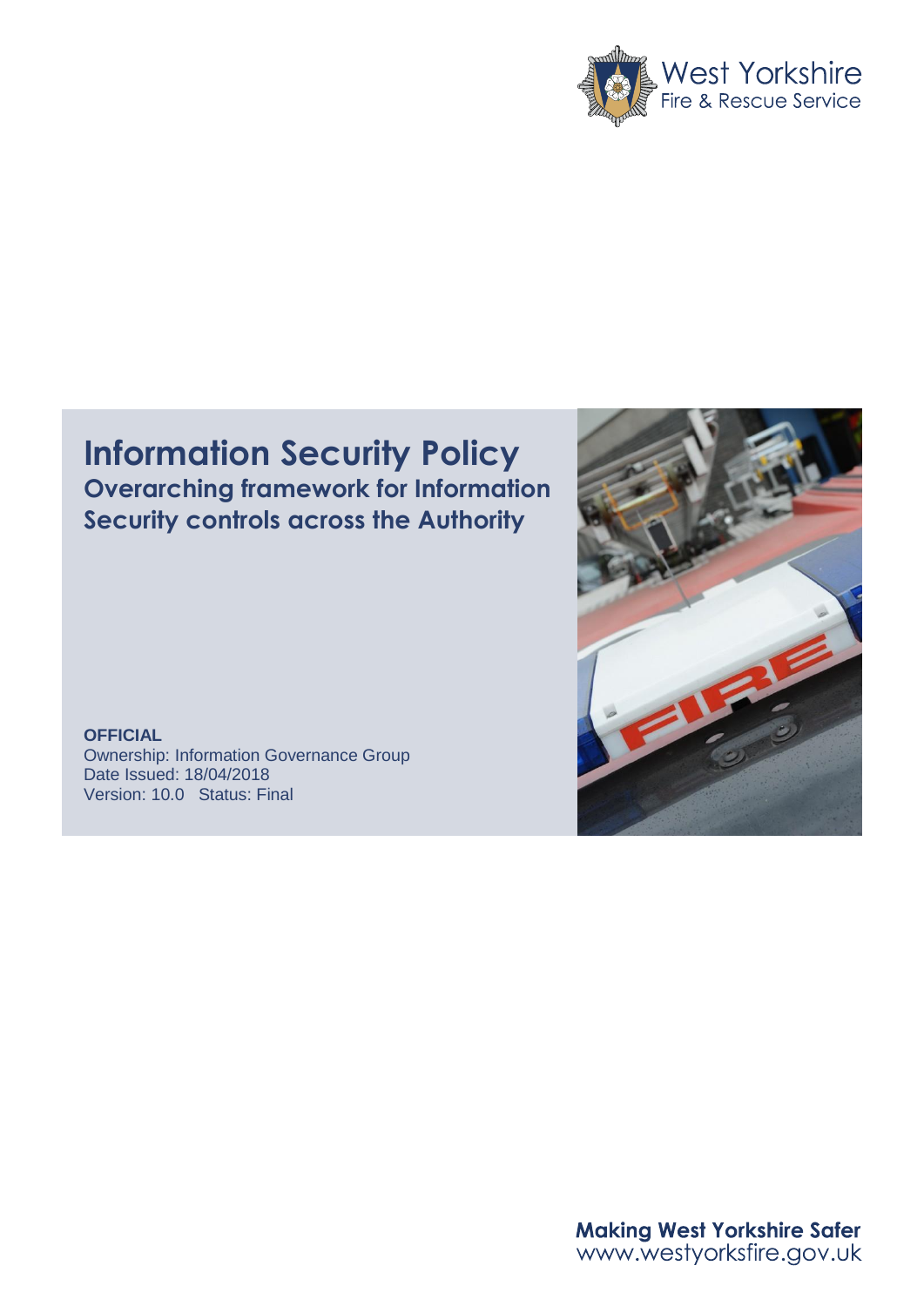West Yorkshire Fire & Rescue Service

# Information Security Policy

## Overarching framework for Information Security controls across the Authority

**OFFICIAL**

Ownership: Information Governance Group
Date Issued: 18/04/2018
Version: 10.0 Status: Final

**Making West Yorkshire Safer**
www.westyorksfire.gov.uk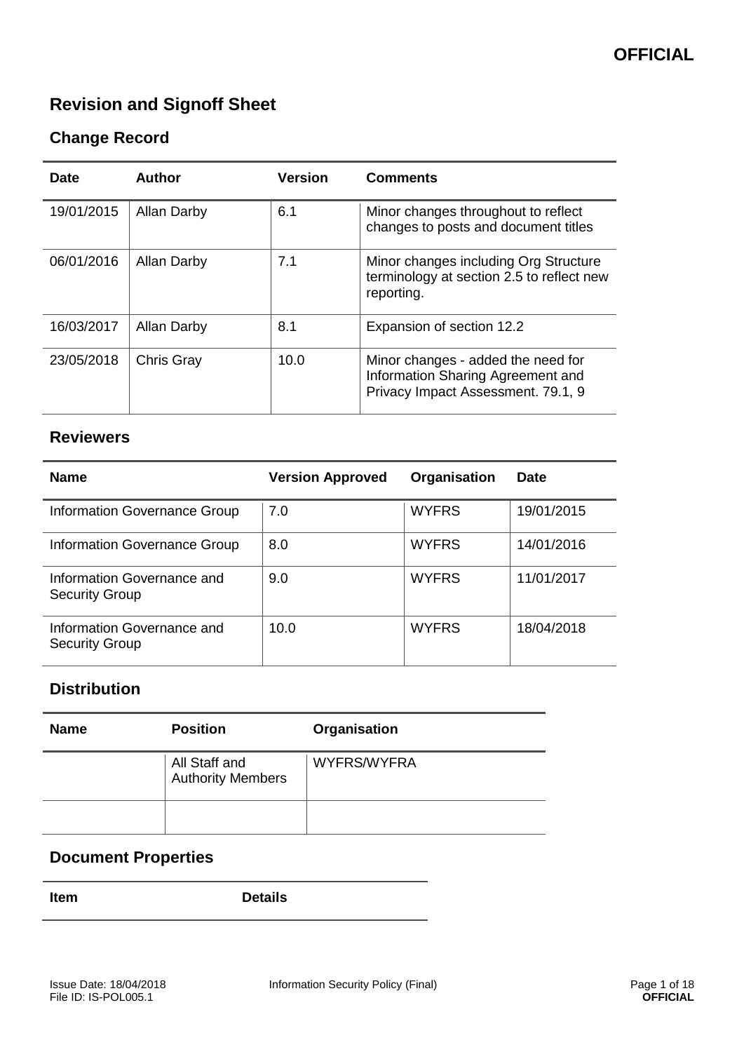# Revision and Signoff Sheet

## Change Record

| Date | Author | Version | Comments |
|---|---|---|---|
| 19/01/2015 | Allan Darby | 6.1 | Minor changes throughout to reflect changes to posts and document titles |
| 06/01/2016 | Allan Darby | 7.1 | Minor changes including Org Structure terminology at section 2.5 to reflect new reporting. |
| 16/03/2017 | Allan Darby | 8.1 | Expansion of section 12.2 |
| 23/05/2018 | Chris Gray | 10.0 | Minor changes - added the need for Information Sharing Agreement and Privacy Impact Assessment. 79.1, 9 |

## Reviewers

| Name | Version Approved | Organisation | Date |
|---|---|---|---|
| Information Governance Group | 7.0 | WYFRS | 19/01/2015 |
| Information Governance Group | 8.0 | WYFRS | 14/01/2016 |
| Information Governance and Security Group | 9.0 | WYFRS | 11/01/2017 |
| Information Governance and Security Group | 10.0 | WYFRS | 18/04/2018 |

## Distribution

| Name | Position | Organisation |
|---|---|---|
| | All Staff and Authority Members | WYFRS/WYFRA |
| | | |

## Document Properties

| Item | Details |
|---|---|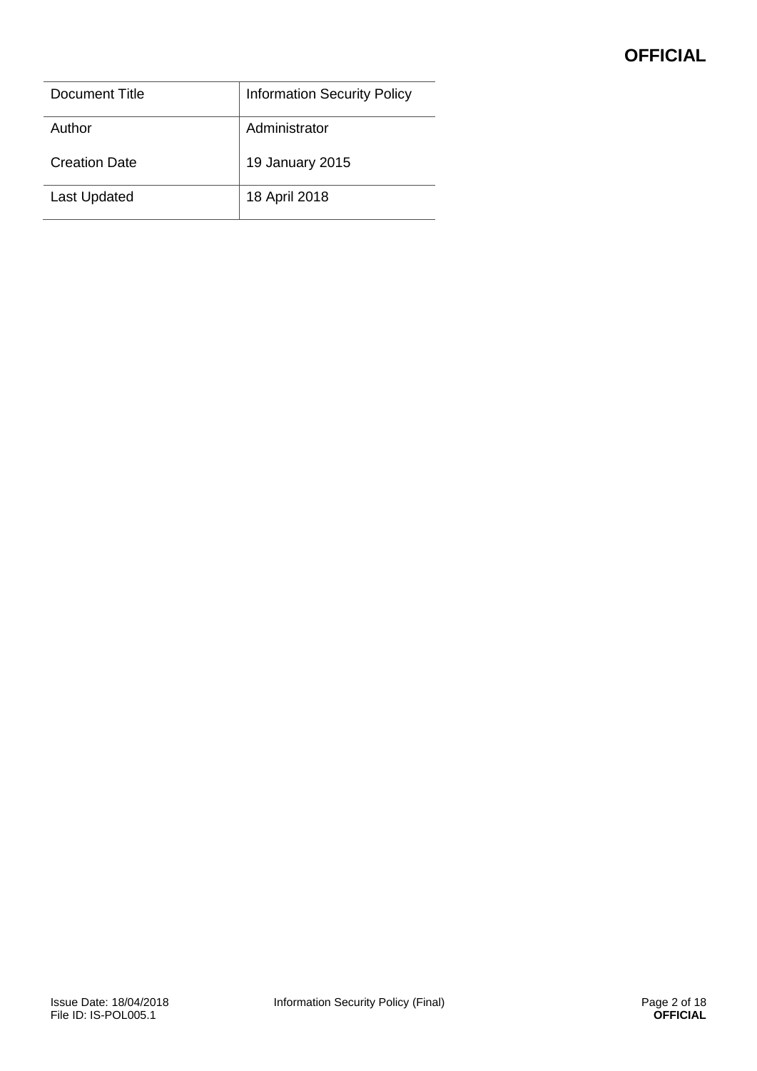| Document Title | Information Security Policy |
|---|---|
| Author | Administrator |
| Creation Date | 19 January 2015 |
| Last Updated | 18 April 2018 |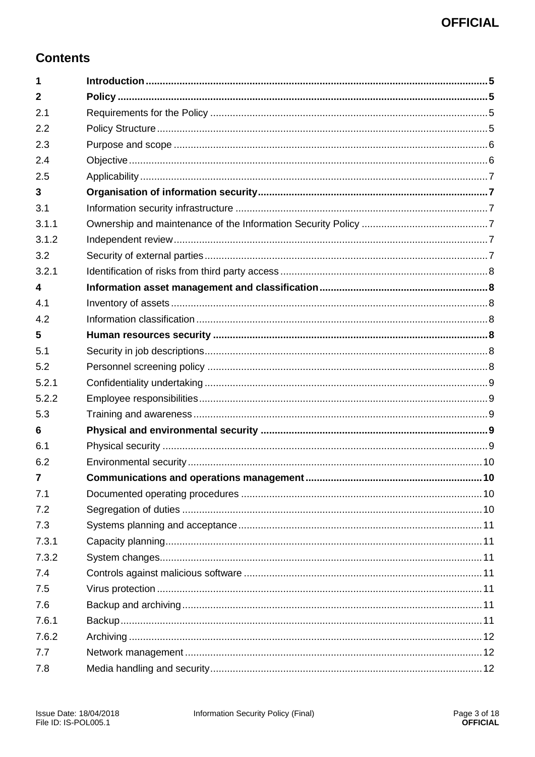## Contents

| | | |
|---|---|---|
| **1** | **Introduction** | **5** |
| **2** | **Policy** | **5** |
| 2.1 | Requirements for the Policy | 5 |
| 2.2 | Policy Structure | 5 |
| 2.3 | Purpose and scope | 6 |
| 2.4 | Objective | 6 |
| 2.5 | Applicability | 7 |
| **3** | **Organisation of information security** | **7** |
| 3.1 | Information security infrastructure | 7 |
| 3.1.1 | Ownership and maintenance of the Information Security Policy | 7 |
| 3.1.2 | Independent review | 7 |
| 3.2 | Security of external parties | 7 |
| 3.2.1 | Identification of risks from third party access | 8 |
| **4** | **Information asset management and classification** | **8** |
| 4.1 | Inventory of assets | 8 |
| 4.2 | Information classification | 8 |
| **5** | **Human resources security** | **8** |
| 5.1 | Security in job descriptions | 8 |
| 5.2 | Personnel screening policy | 8 |
| 5.2.1 | Confidentiality undertaking | 9 |
| 5.2.2 | Employee responsibilities | 9 |
| 5.3 | Training and awareness | 9 |
| **6** | **Physical and environmental security** | **9** |
| 6.1 | Physical security | 9 |
| 6.2 | Environmental security | 10 |
| **7** | **Communications and operations management** | **10** |
| 7.1 | Documented operating procedures | 10 |
| 7.2 | Segregation of duties | 10 |
| 7.3 | Systems planning and acceptance | 11 |
| 7.3.1 | Capacity planning | 11 |
| 7.3.2 | System changes | 11 |
| 7.4 | Controls against malicious software | 11 |
| 7.5 | Virus protection | 11 |
| 7.6 | Backup and archiving | 11 |
| 7.6.1 | Backup | 11 |
| 7.6.2 | Archiving | 12 |
| 7.7 | Network management | 12 |
| 7.8 | Media handling and security | 12 |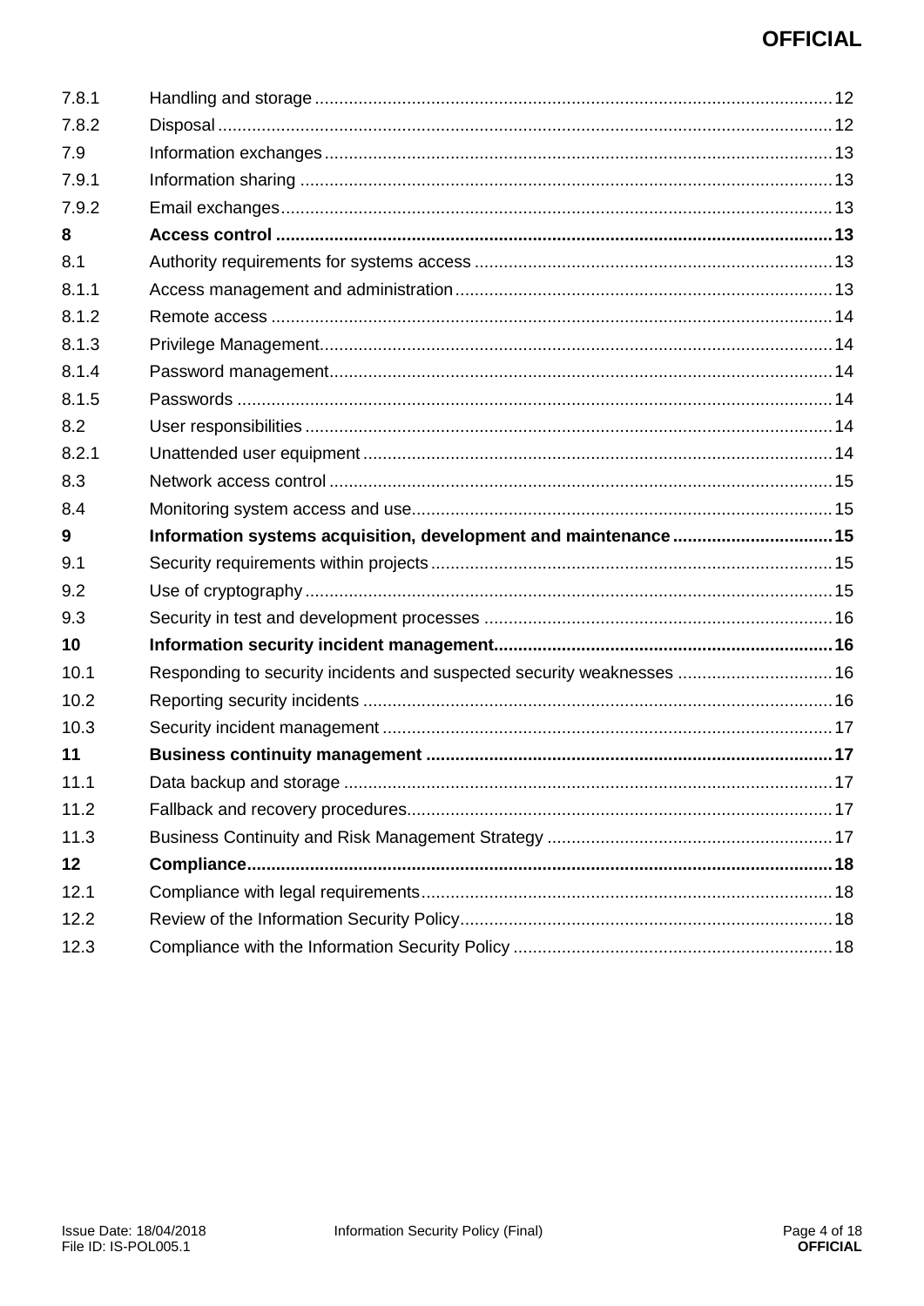| | | |
|---|---|---|
| 7.8.1 | Handling and storage | 12 |
| 7.8.2 | Disposal | 12 |
| 7.9 | Information exchanges | 13 |
| 7.9.1 | Information sharing | 13 |
| 7.9.2 | Email exchanges | 13 |
| **8** | **Access control** | **13** |
| 8.1 | Authority requirements for systems access | 13 |
| 8.1.1 | Access management and administration | 13 |
| 8.1.2 | Remote access | 14 |
| 8.1.3 | Privilege Management | 14 |
| 8.1.4 | Password management | 14 |
| 8.1.5 | Passwords | 14 |
| 8.2 | User responsibilities | 14 |
| 8.2.1 | Unattended user equipment | 14 |
| 8.3 | Network access control | 15 |
| 8.4 | Monitoring system access and use | 15 |
| **9** | **Information systems acquisition, development and maintenance** | **15** |
| 9.1 | Security requirements within projects | 15 |
| 9.2 | Use of cryptography | 15 |
| 9.3 | Security in test and development processes | 16 |
| **10** | **Information security incident management** | **16** |
| 10.1 | Responding to security incidents and suspected security weaknesses | 16 |
| 10.2 | Reporting security incidents | 16 |
| 10.3 | Security incident management | 17 |
| **11** | **Business continuity management** | **17** |
| 11.1 | Data backup and storage | 17 |
| 11.2 | Fallback and recovery procedures | 17 |
| 11.3 | Business Continuity and Risk Management Strategy | 17 |
| **12** | **Compliance** | **18** |
| 12.1 | Compliance with legal requirements | 18 |
| 12.2 | Review of the Information Security Policy | 18 |
| 12.3 | Compliance with the Information Security Policy | 18 |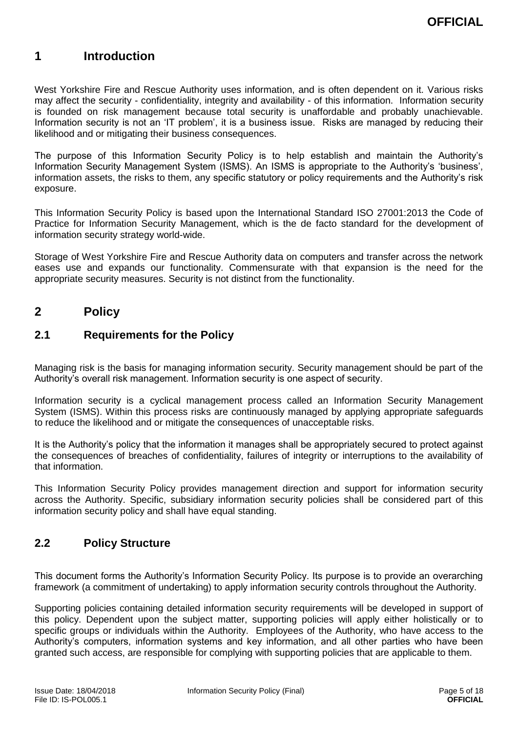# 1 Introduction

West Yorkshire Fire and Rescue Authority uses information, and is often dependent on it. Various risks may affect the security - confidentiality, integrity and availability - of this information. Information security is founded on risk management because total security is unaffordable and probably unachievable. Information security is not an 'IT problem', it is a business issue. Risks are managed by reducing their likelihood and or mitigating their business consequences.

The purpose of this Information Security Policy is to help establish and maintain the Authority's Information Security Management System (ISMS). An ISMS is appropriate to the Authority's 'business', information assets, the risks to them, any specific statutory or policy requirements and the Authority's risk exposure.

This Information Security Policy is based upon the International Standard ISO 27001:2013 the Code of Practice for Information Security Management, which is the de facto standard for the development of information security strategy world-wide.

Storage of West Yorkshire Fire and Rescue Authority data on computers and transfer across the network eases use and expands our functionality. Commensurate with that expansion is the need for the appropriate security measures. Security is not distinct from the functionality.

# 2 Policy

## 2.1 Requirements for the Policy

Managing risk is the basis for managing information security. Security management should be part of the Authority's overall risk management. Information security is one aspect of security.

Information security is a cyclical management process called an Information Security Management System (ISMS). Within this process risks are continuously managed by applying appropriate safeguards to reduce the likelihood and or mitigate the consequences of unacceptable risks.

It is the Authority's policy that the information it manages shall be appropriately secured to protect against the consequences of breaches of confidentiality, failures of integrity or interruptions to the availability of that information.

This Information Security Policy provides management direction and support for information security across the Authority. Specific, subsidiary information security policies shall be considered part of this information security policy and shall have equal standing.

## 2.2 Policy Structure

This document forms the Authority's Information Security Policy. Its purpose is to provide an overarching framework (a commitment of undertaking) to apply information security controls throughout the Authority.

Supporting policies containing detailed information security requirements will be developed in support of this policy. Dependent upon the subject matter, supporting policies will apply either holistically or to specific groups or individuals within the Authority. Employees of the Authority, who have access to the Authority's computers, information systems and key information, and all other parties who have been granted such access, are responsible for complying with supporting policies that are applicable to them.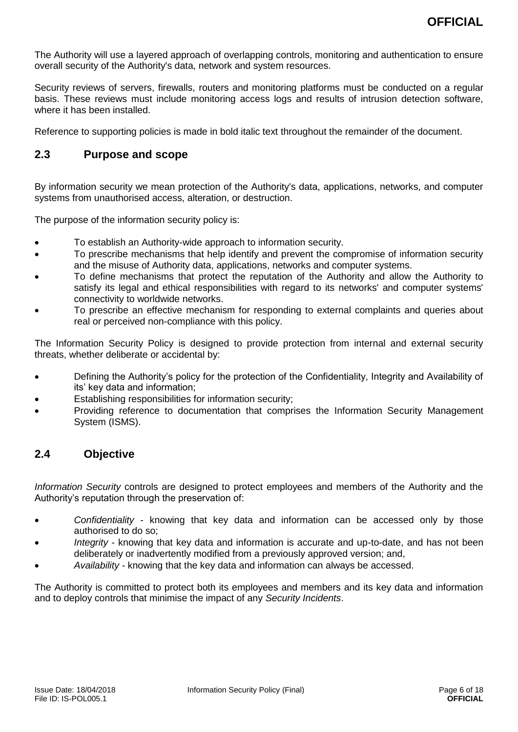The Authority will use a layered approach of overlapping controls, monitoring and authentication to ensure overall security of the Authority's data, network and system resources.

Security reviews of servers, firewalls, routers and monitoring platforms must be conducted on a regular basis. These reviews must include monitoring access logs and results of intrusion detection software, where it has been installed.

Reference to supporting policies is made in bold italic text throughout the remainder of the document.

## 2.3 Purpose and scope

By information security we mean protection of the Authority's data, applications, networks, and computer systems from unauthorised access, alteration, or destruction.

The purpose of the information security policy is:

- To establish an Authority-wide approach to information security.
- To prescribe mechanisms that help identify and prevent the compromise of information security and the misuse of Authority data, applications, networks and computer systems.
- To define mechanisms that protect the reputation of the Authority and allow the Authority to satisfy its legal and ethical responsibilities with regard to its networks' and computer systems' connectivity to worldwide networks.
- To prescribe an effective mechanism for responding to external complaints and queries about real or perceived non-compliance with this policy.

The Information Security Policy is designed to provide protection from internal and external security threats, whether deliberate or accidental by:

- Defining the Authority's policy for the protection of the Confidentiality, Integrity and Availability of its' key data and information;
- Establishing responsibilities for information security;
- Providing reference to documentation that comprises the Information Security Management System (ISMS).

## 2.4 Objective

*Information Security* controls are designed to protect employees and members of the Authority and the Authority's reputation through the preservation of:

- *Confidentiality* - knowing that key data and information can be accessed only by those authorised to do so;
- *Integrity* - knowing that key data and information is accurate and up-to-date, and has not been deliberately or inadvertently modified from a previously approved version; and,
- *Availability* - knowing that the key data and information can always be accessed.

The Authority is committed to protect both its employees and members and its key data and information and to deploy controls that minimise the impact of any *Security Incidents*.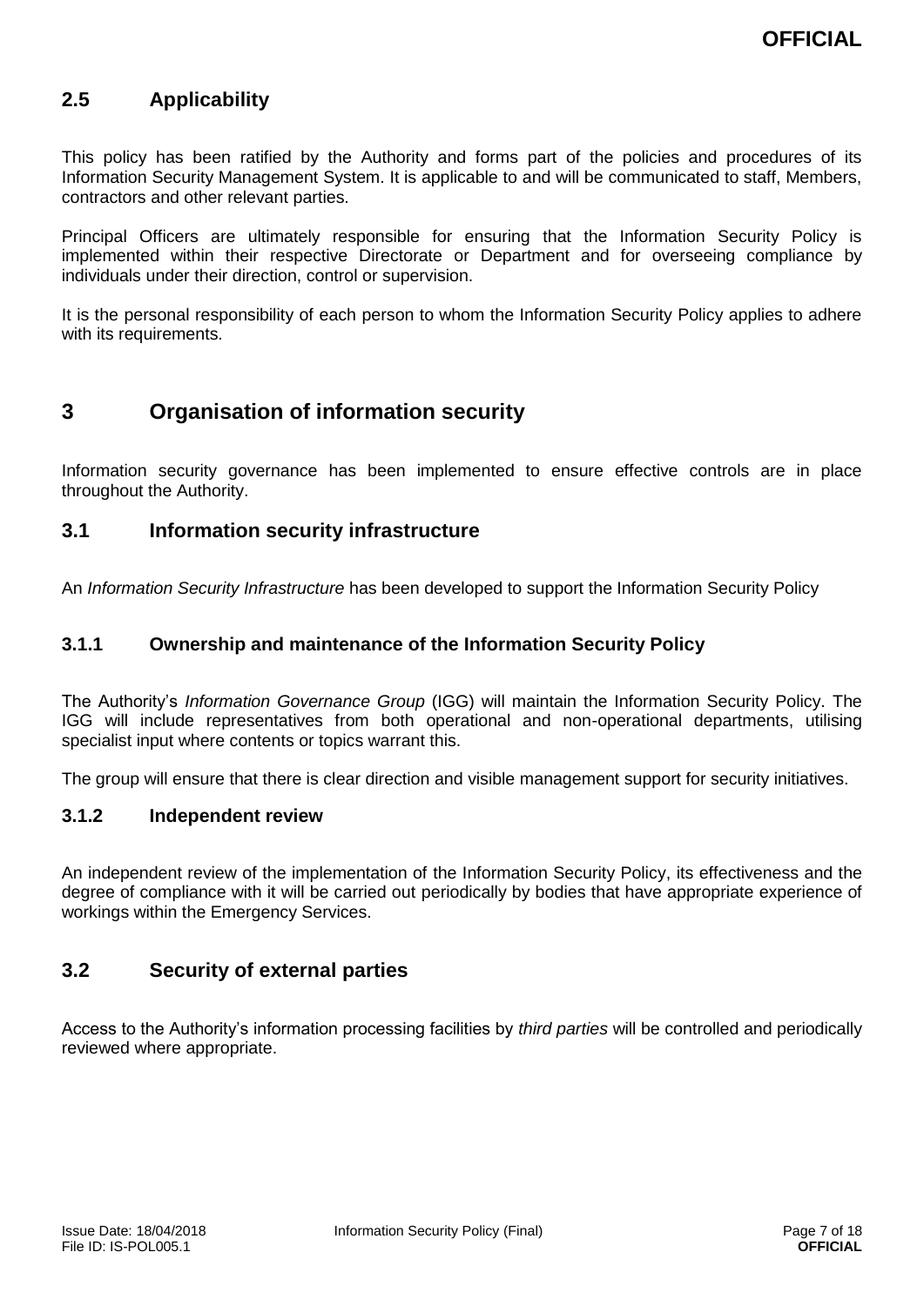## 2.5 Applicability

This policy has been ratified by the Authority and forms part of the policies and procedures of its Information Security Management System. It is applicable to and will be communicated to staff, Members, contractors and other relevant parties.

Principal Officers are ultimately responsible for ensuring that the Information Security Policy is implemented within their respective Directorate or Department and for overseeing compliance by individuals under their direction, control or supervision.

It is the personal responsibility of each person to whom the Information Security Policy applies to adhere with its requirements.

# 3 Organisation of information security

Information security governance has been implemented to ensure effective controls are in place throughout the Authority.

## 3.1 Information security infrastructure

An *Information Security Infrastructure* has been developed to support the Information Security Policy

### 3.1.1 Ownership and maintenance of the Information Security Policy

The Authority's *Information Governance Group* (IGG) will maintain the Information Security Policy. The IGG will include representatives from both operational and non-operational departments, utilising specialist input where contents or topics warrant this.

The group will ensure that there is clear direction and visible management support for security initiatives.

### 3.1.2 Independent review

An independent review of the implementation of the Information Security Policy, its effectiveness and the degree of compliance with it will be carried out periodically by bodies that have appropriate experience of workings within the Emergency Services.

## 3.2 Security of external parties

Access to the Authority's information processing facilities by *third parties* will be controlled and periodically reviewed where appropriate.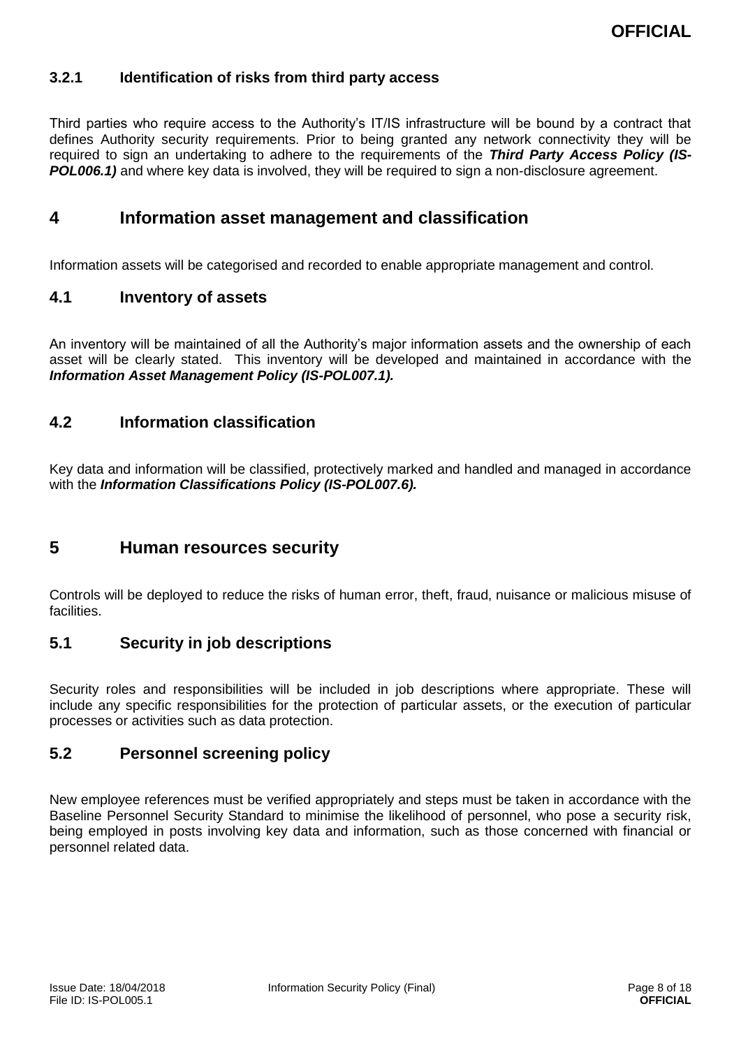### 3.2.1 Identification of risks from third party access

Third parties who require access to the Authority's IT/IS infrastructure will be bound by a contract that defines Authority security requirements. Prior to being granted any network connectivity they will be required to sign an undertaking to adhere to the requirements of the ***Third Party Access Policy (IS-POL006.1)*** and where key data is involved, they will be required to sign a non-disclosure agreement.

# 4 Information asset management and classification

Information assets will be categorised and recorded to enable appropriate management and control.

## 4.1 Inventory of assets

An inventory will be maintained of all the Authority's major information assets and the ownership of each asset will be clearly stated. This inventory will be developed and maintained in accordance with the ***Information Asset Management Policy (IS-POL007.1).***

## 4.2 Information classification

Key data and information will be classified, protectively marked and handled and managed in accordance with the ***Information Classifications Policy (IS-POL007.6).***

# 5 Human resources security

Controls will be deployed to reduce the risks of human error, theft, fraud, nuisance or malicious misuse of facilities.

## 5.1 Security in job descriptions

Security roles and responsibilities will be included in job descriptions where appropriate. These will include any specific responsibilities for the protection of particular assets, or the execution of particular processes or activities such as data protection.

## 5.2 Personnel screening policy

New employee references must be verified appropriately and steps must be taken in accordance with the Baseline Personnel Security Standard to minimise the likelihood of personnel, who pose a security risk, being employed in posts involving key data and information, such as those concerned with financial or personnel related data.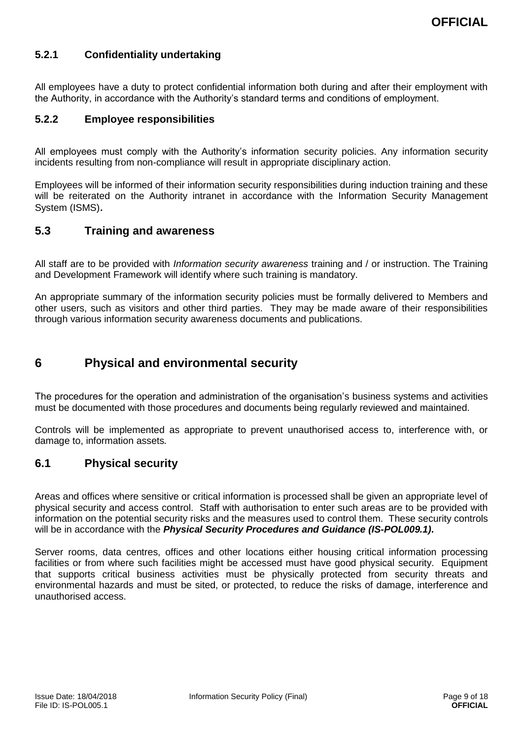### 5.2.1 Confidentiality undertaking

All employees have a duty to protect confidential information both during and after their employment with the Authority, in accordance with the Authority's standard terms and conditions of employment.

### 5.2.2 Employee responsibilities

All employees must comply with the Authority's information security policies. Any information security incidents resulting from non-compliance will result in appropriate disciplinary action.

Employees will be informed of their information security responsibilities during induction training and these will be reiterated on the Authority intranet in accordance with the Information Security Management System (ISMS).

## 5.3 Training and awareness

All staff are to be provided with *Information security awareness* training and / or instruction. The Training and Development Framework will identify where such training is mandatory.

An appropriate summary of the information security policies must be formally delivered to Members and other users, such as visitors and other third parties. They may be made aware of their responsibilities through various information security awareness documents and publications.

# 6 Physical and environmental security

The procedures for the operation and administration of the organisation's business systems and activities must be documented with those procedures and documents being regularly reviewed and maintained.

Controls will be implemented as appropriate to prevent unauthorised access to, interference with, or damage to, information assets.

## 6.1 Physical security

Areas and offices where sensitive or critical information is processed shall be given an appropriate level of physical security and access control. Staff with authorisation to enter such areas are to be provided with information on the potential security risks and the measures used to control them. These security controls will be in accordance with the ***Physical Security Procedures and Guidance (IS-POL009.1)***.

Server rooms, data centres, offices and other locations either housing critical information processing facilities or from where such facilities might be accessed must have good physical security. Equipment that supports critical business activities must be physically protected from security threats and environmental hazards and must be sited, or protected, to reduce the risks of damage, interference and unauthorised access.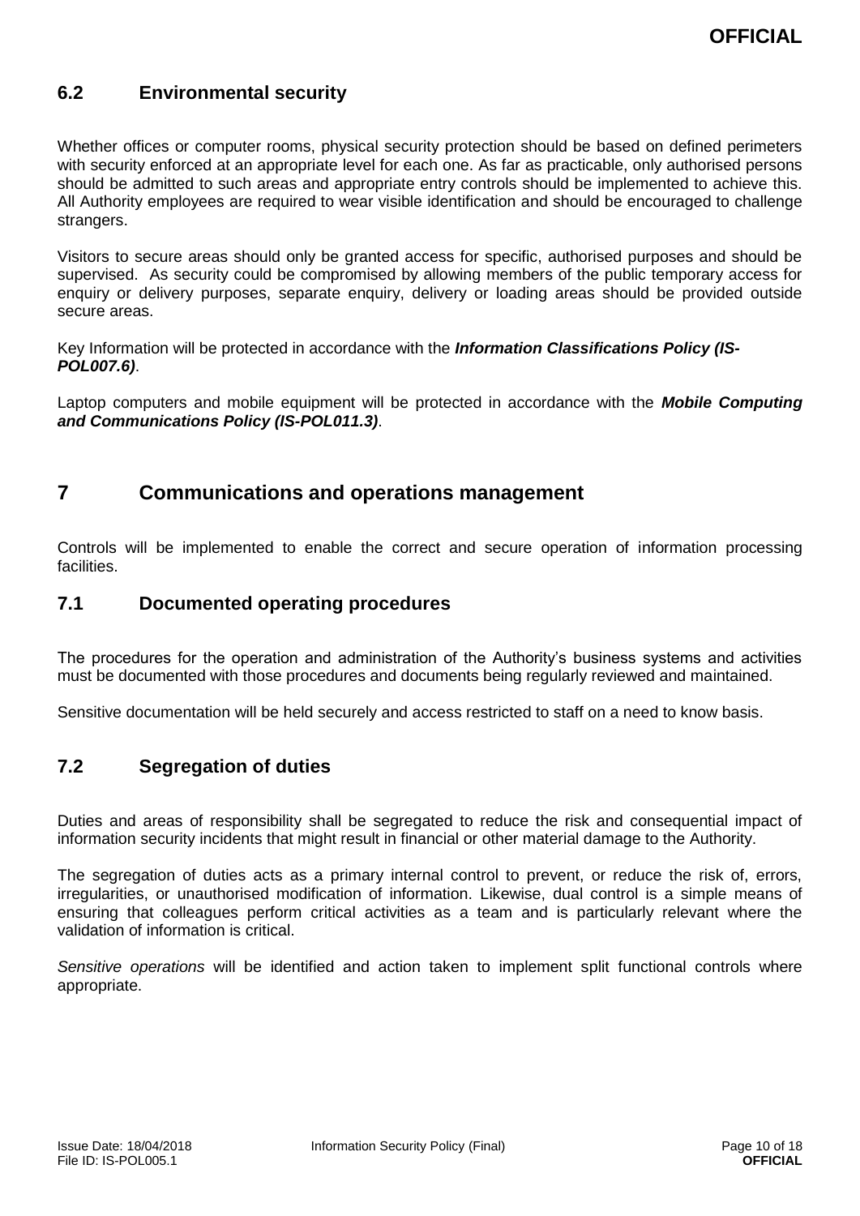### 6.2 Environmental security

Whether offices or computer rooms, physical security protection should be based on defined perimeters with security enforced at an appropriate level for each one. As far as practicable, only authorised persons should be admitted to such areas and appropriate entry controls should be implemented to achieve this. All Authority employees are required to wear visible identification and should be encouraged to challenge strangers.

Visitors to secure areas should only be granted access for specific, authorised purposes and should be supervised. As security could be compromised by allowing members of the public temporary access for enquiry or delivery purposes, separate enquiry, delivery or loading areas should be provided outside secure areas.

Key Information will be protected in accordance with the ***Information Classifications Policy (IS-POL007.6)***.

Laptop computers and mobile equipment will be protected in accordance with the ***Mobile Computing and Communications Policy (IS-POL011.3)***.

## 7 Communications and operations management

Controls will be implemented to enable the correct and secure operation of information processing facilities.

### 7.1 Documented operating procedures

The procedures for the operation and administration of the Authority's business systems and activities must be documented with those procedures and documents being regularly reviewed and maintained.

Sensitive documentation will be held securely and access restricted to staff on a need to know basis.

### 7.2 Segregation of duties

Duties and areas of responsibility shall be segregated to reduce the risk and consequential impact of information security incidents that might result in financial or other material damage to the Authority.

The segregation of duties acts as a primary internal control to prevent, or reduce the risk of, errors, irregularities, or unauthorised modification of information. Likewise, dual control is a simple means of ensuring that colleagues perform critical activities as a team and is particularly relevant where the validation of information is critical.

*Sensitive operations* will be identified and action taken to implement split functional controls where appropriate.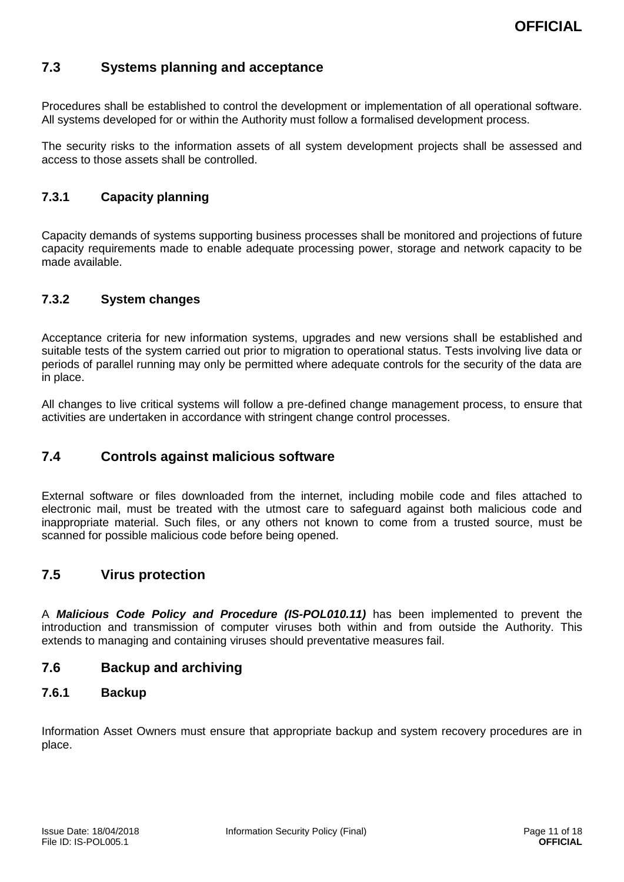## 7.3 Systems planning and acceptance

Procedures shall be established to control the development or implementation of all operational software. All systems developed for or within the Authority must follow a formalised development process.

The security risks to the information assets of all system development projects shall be assessed and access to those assets shall be controlled.

### 7.3.1 Capacity planning

Capacity demands of systems supporting business processes shall be monitored and projections of future capacity requirements made to enable adequate processing power, storage and network capacity to be made available.

### 7.3.2 System changes

Acceptance criteria for new information systems, upgrades and new versions shall be established and suitable tests of the system carried out prior to migration to operational status. Tests involving live data or periods of parallel running may only be permitted where adequate controls for the security of the data are in place.

All changes to live critical systems will follow a pre-defined change management process, to ensure that activities are undertaken in accordance with stringent change control processes.

## 7.4 Controls against malicious software

External software or files downloaded from the internet, including mobile code and files attached to electronic mail, must be treated with the utmost care to safeguard against both malicious code and inappropriate material. Such files, or any others not known to come from a trusted source, must be scanned for possible malicious code before being opened.

## 7.5 Virus protection

A ***Malicious Code Policy and Procedure (IS-POL010.11)*** has been implemented to prevent the introduction and transmission of computer viruses both within and from outside the Authority. This extends to managing and containing viruses should preventative measures fail.

## 7.6 Backup and archiving

### 7.6.1 Backup

Information Asset Owners must ensure that appropriate backup and system recovery procedures are in place.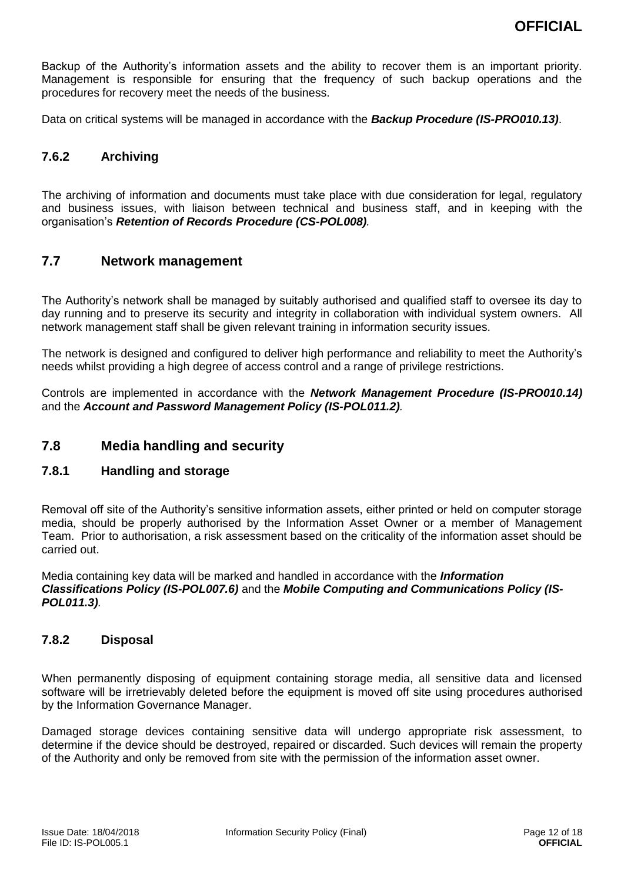Backup of the Authority's information assets and the ability to recover them is an important priority. Management is responsible for ensuring that the frequency of such backup operations and the procedures for recovery meet the needs of the business.

Data on critical systems will be managed in accordance with the ***Backup Procedure (IS-PRO010.13)***.

### 7.6.2 Archiving

The archiving of information and documents must take place with due consideration for legal, regulatory and business issues, with liaison between technical and business staff, and in keeping with the organisation's ***Retention of Records Procedure (CS-POL008)***.

## 7.7 Network management

The Authority's network shall be managed by suitably authorised and qualified staff to oversee its day to day running and to preserve its security and integrity in collaboration with individual system owners. All network management staff shall be given relevant training in information security issues.

The network is designed and configured to deliver high performance and reliability to meet the Authority's needs whilst providing a high degree of access control and a range of privilege restrictions.

Controls are implemented in accordance with the ***Network Management Procedure (IS-PRO010.14)*** and the ***Account and Password Management Policy (IS-POL011.2)***.

## 7.8 Media handling and security

### 7.8.1 Handling and storage

Removal off site of the Authority's sensitive information assets, either printed or held on computer storage media, should be properly authorised by the Information Asset Owner or a member of Management Team. Prior to authorisation, a risk assessment based on the criticality of the information asset should be carried out.

Media containing key data will be marked and handled in accordance with the ***Information Classifications Policy (IS-POL007.6)*** and the ***Mobile Computing and Communications Policy (IS-POL011.3)***.

### 7.8.2 Disposal

When permanently disposing of equipment containing storage media, all sensitive data and licensed software will be irretrievably deleted before the equipment is moved off site using procedures authorised by the Information Governance Manager.

Damaged storage devices containing sensitive data will undergo appropriate risk assessment, to determine if the device should be destroyed, repaired or discarded. Such devices will remain the property of the Authority and only be removed from site with the permission of the information asset owner.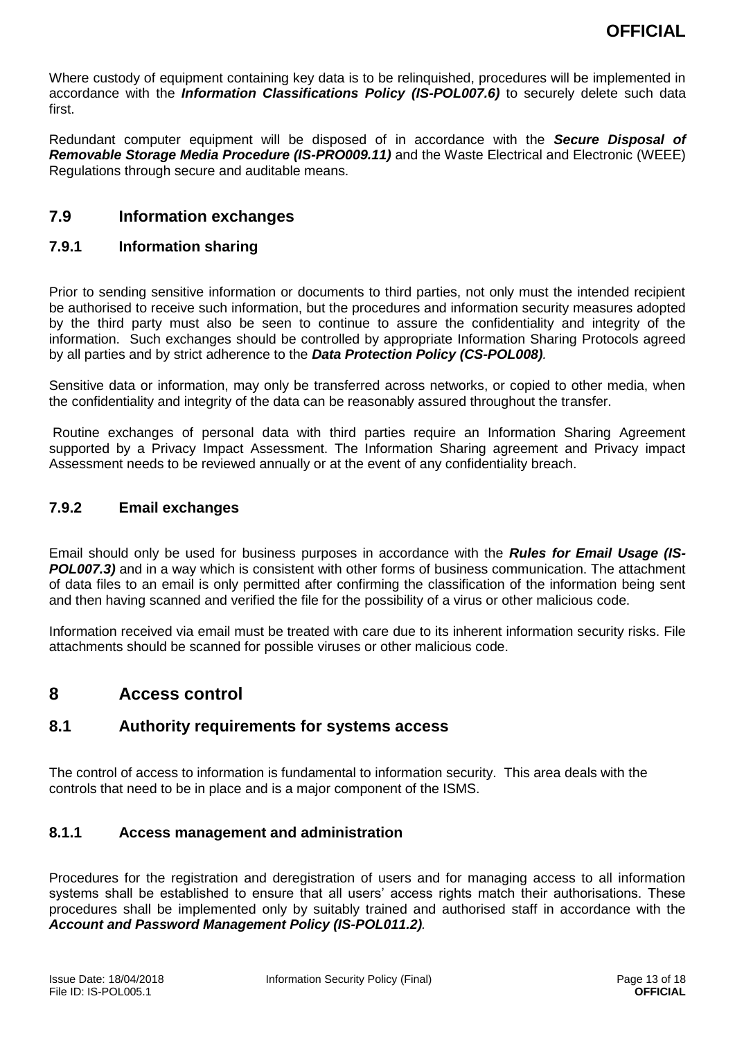Where custody of equipment containing key data is to be relinquished, procedures will be implemented in accordance with the ***Information Classifications Policy (IS-POL007.6)*** to securely delete such data first.

Redundant computer equipment will be disposed of in accordance with the ***Secure Disposal of Removable Storage Media Procedure (IS-PRO009.11)*** and the Waste Electrical and Electronic (WEEE) Regulations through secure and auditable means.

## 7.9 Information exchanges

### 7.9.1 Information sharing

Prior to sending sensitive information or documents to third parties, not only must the intended recipient be authorised to receive such information, but the procedures and information security measures adopted by the third party must also be seen to continue to assure the confidentiality and integrity of the information. Such exchanges should be controlled by appropriate Information Sharing Protocols agreed by all parties and by strict adherence to the ***Data Protection Policy (CS-POL008)***.

Sensitive data or information, may only be transferred across networks, or copied to other media, when the confidentiality and integrity of the data can be reasonably assured throughout the transfer.

Routine exchanges of personal data with third parties require an Information Sharing Agreement supported by a Privacy Impact Assessment. The Information Sharing agreement and Privacy impact Assessment needs to be reviewed annually or at the event of any confidentiality breach.

### 7.9.2 Email exchanges

Email should only be used for business purposes in accordance with the ***Rules for Email Usage (IS-POL007.3)*** and in a way which is consistent with other forms of business communication. The attachment of data files to an email is only permitted after confirming the classification of the information being sent and then having scanned and verified the file for the possibility of a virus or other malicious code.

Information received via email must be treated with care due to its inherent information security risks. File attachments should be scanned for possible viruses or other malicious code.

# 8 Access control

## 8.1 Authority requirements for systems access

The control of access to information is fundamental to information security. This area deals with the controls that need to be in place and is a major component of the ISMS.

### 8.1.1 Access management and administration

Procedures for the registration and deregistration of users and for managing access to all information systems shall be established to ensure that all users' access rights match their authorisations. These procedures shall be implemented only by suitably trained and authorised staff in accordance with the ***Account and Password Management Policy (IS-POL011.2)***.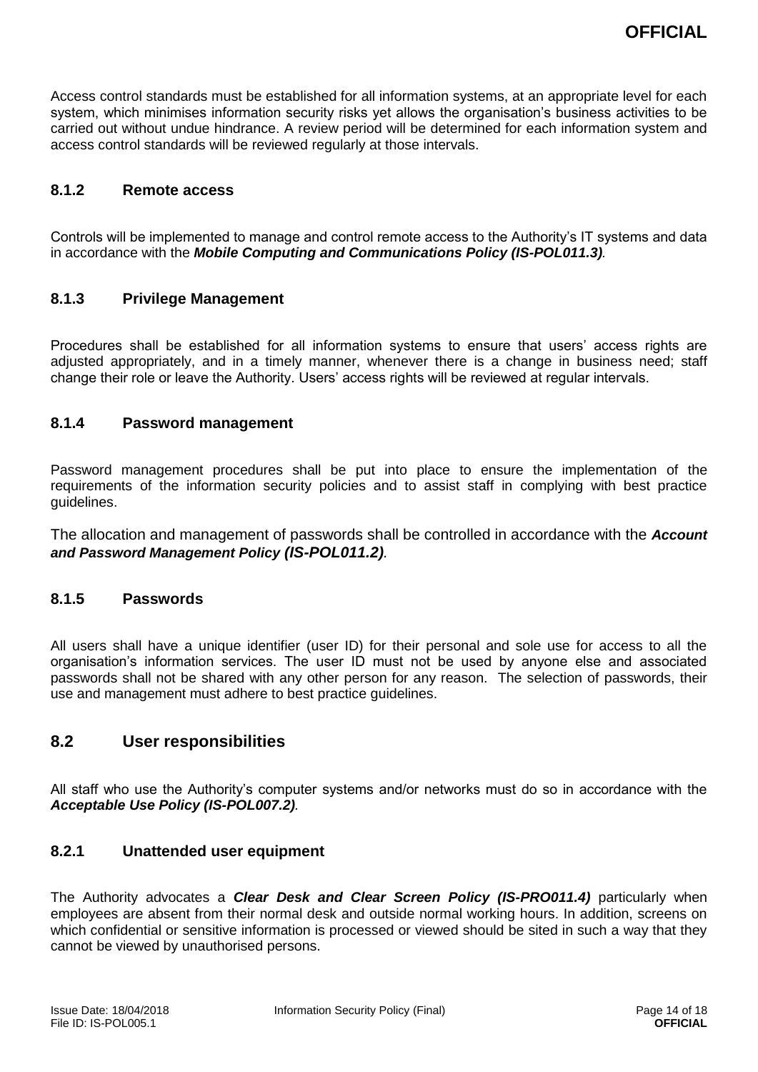Access control standards must be established for all information systems, at an appropriate level for each system, which minimises information security risks yet allows the organisation's business activities to be carried out without undue hindrance. A review period will be determined for each information system and access control standards will be reviewed regularly at those intervals.

#### 8.1.2 Remote access

Controls will be implemented to manage and control remote access to the Authority's IT systems and data in accordance with the ***Mobile Computing and Communications Policy (IS-POL011.3)***.

#### 8.1.3 Privilege Management

Procedures shall be established for all information systems to ensure that users' access rights are adjusted appropriately, and in a timely manner, whenever there is a change in business need; staff change their role or leave the Authority. Users' access rights will be reviewed at regular intervals.

#### 8.1.4 Password management

Password management procedures shall be put into place to ensure the implementation of the requirements of the information security policies and to assist staff in complying with best practice guidelines.

The allocation and management of passwords shall be controlled in accordance with the ***Account and Password Management Policy (IS-POL011.2)***.

#### 8.1.5 Passwords

All users shall have a unique identifier (user ID) for their personal and sole use for access to all the organisation's information services. The user ID must not be used by anyone else and associated passwords shall not be shared with any other person for any reason. The selection of passwords, their use and management must adhere to best practice guidelines.

### 8.2 User responsibilities

All staff who use the Authority's computer systems and/or networks must do so in accordance with the ***Acceptable Use Policy (IS-POL007.2)***.

#### 8.2.1 Unattended user equipment

The Authority advocates a ***Clear Desk and Clear Screen Policy (IS-PRO011.4)*** particularly when employees are absent from their normal desk and outside normal working hours. In addition, screens on which confidential or sensitive information is processed or viewed should be sited in such a way that they cannot be viewed by unauthorised persons.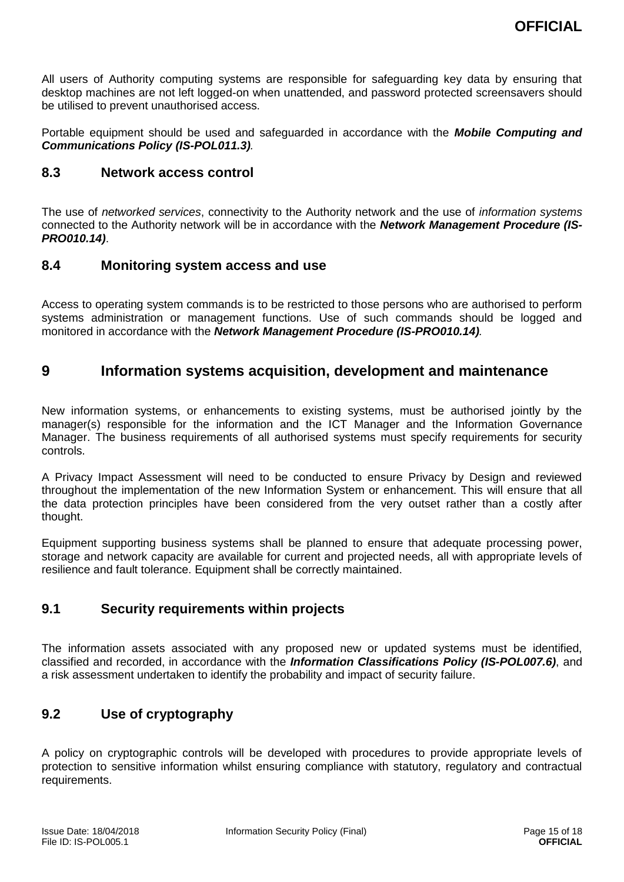All users of Authority computing systems are responsible for safeguarding key data by ensuring that desktop machines are not left logged-on when unattended, and password protected screensavers should be utilised to prevent unauthorised access.

Portable equipment should be used and safeguarded in accordance with the ***Mobile Computing and Communications Policy (IS-POL011.3)***.

## 8.3 Network access control

The use of *networked services*, connectivity to the Authority network and the use of *information systems* connected to the Authority network will be in accordance with the ***Network Management Procedure (IS-PRO010.14)***.

## 8.4 Monitoring system access and use

Access to operating system commands is to be restricted to those persons who are authorised to perform systems administration or management functions. Use of such commands should be logged and monitored in accordance with the ***Network Management Procedure (IS-PRO010.14)***.

# 9 Information systems acquisition, development and maintenance

New information systems, or enhancements to existing systems, must be authorised jointly by the manager(s) responsible for the information and the ICT Manager and the Information Governance Manager. The business requirements of all authorised systems must specify requirements for security controls.

A Privacy Impact Assessment will need to be conducted to ensure Privacy by Design and reviewed throughout the implementation of the new Information System or enhancement. This will ensure that all the data protection principles have been considered from the very outset rather than a costly after thought.

Equipment supporting business systems shall be planned to ensure that adequate processing power, storage and network capacity are available for current and projected needs, all with appropriate levels of resilience and fault tolerance. Equipment shall be correctly maintained.

## 9.1 Security requirements within projects

The information assets associated with any proposed new or updated systems must be identified, classified and recorded, in accordance with the ***Information Classifications Policy (IS-POL007.6)***, and a risk assessment undertaken to identify the probability and impact of security failure.

## 9.2 Use of cryptography

A policy on cryptographic controls will be developed with procedures to provide appropriate levels of protection to sensitive information whilst ensuring compliance with statutory, regulatory and contractual requirements.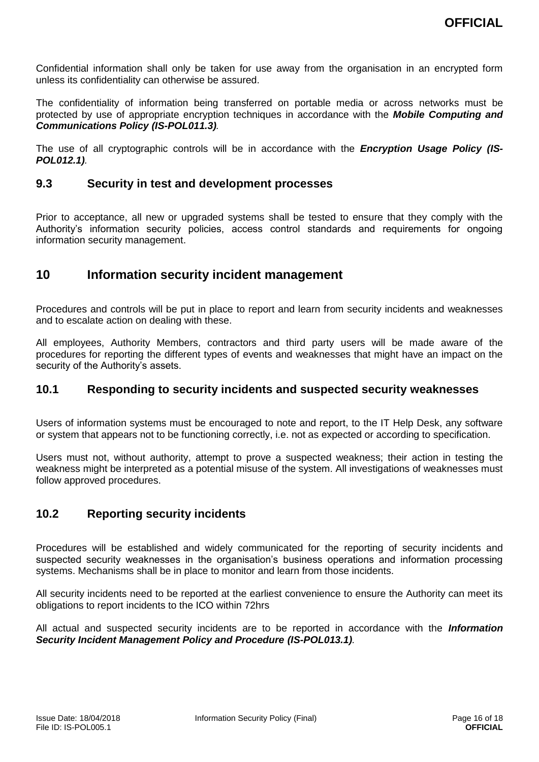Confidential information shall only be taken for use away from the organisation in an encrypted form unless its confidentiality can otherwise be assured.

The confidentiality of information being transferred on portable media or across networks must be protected by use of appropriate encryption techniques in accordance with the ***Mobile Computing and Communications Policy (IS-POL011.3)***.

The use of all cryptographic controls will be in accordance with the ***Encryption Usage Policy (IS-POL012.1)***.

### 9.3 Security in test and development processes

Prior to acceptance, all new or upgraded systems shall be tested to ensure that they comply with the Authority's information security policies, access control standards and requirements for ongoing information security management.

## 10 Information security incident management

Procedures and controls will be put in place to report and learn from security incidents and weaknesses and to escalate action on dealing with these.

All employees, Authority Members, contractors and third party users will be made aware of the procedures for reporting the different types of events and weaknesses that might have an impact on the security of the Authority's assets.

### 10.1 Responding to security incidents and suspected security weaknesses

Users of information systems must be encouraged to note and report, to the IT Help Desk, any software or system that appears not to be functioning correctly, i.e. not as expected or according to specification.

Users must not, without authority, attempt to prove a suspected weakness; their action in testing the weakness might be interpreted as a potential misuse of the system. All investigations of weaknesses must follow approved procedures.

### 10.2 Reporting security incidents

Procedures will be established and widely communicated for the reporting of security incidents and suspected security weaknesses in the organisation's business operations and information processing systems. Mechanisms shall be in place to monitor and learn from those incidents.

All security incidents need to be reported at the earliest convenience to ensure the Authority can meet its obligations to report incidents to the ICO within 72hrs

All actual and suspected security incidents are to be reported in accordance with the ***Information Security Incident Management Policy and Procedure (IS-POL013.1)***.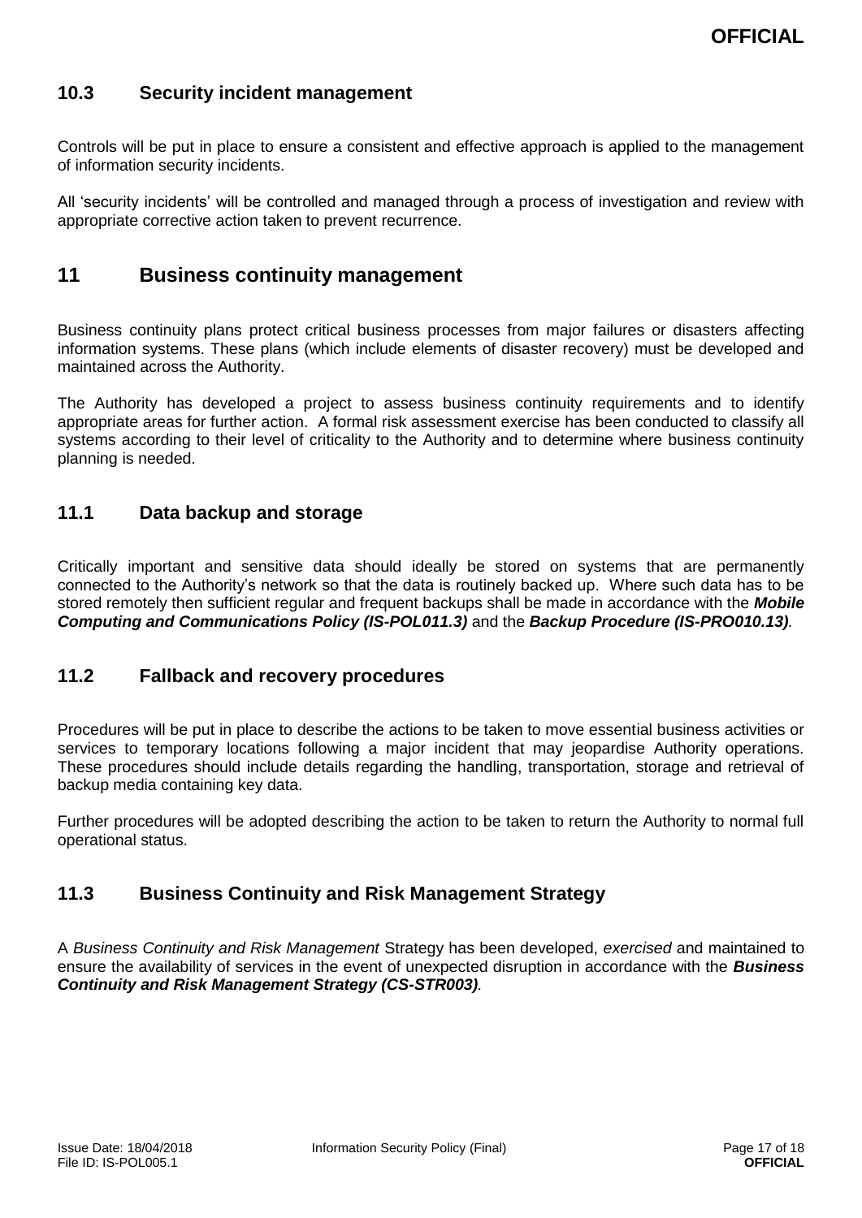### 10.3 Security incident management

Controls will be put in place to ensure a consistent and effective approach is applied to the management of information security incidents.

All 'security incidents' will be controlled and managed through a process of investigation and review with appropriate corrective action taken to prevent recurrence.

## 11 Business continuity management

Business continuity plans protect critical business processes from major failures or disasters affecting information systems. These plans (which include elements of disaster recovery) must be developed and maintained across the Authority.

The Authority has developed a project to assess business continuity requirements and to identify appropriate areas for further action. A formal risk assessment exercise has been conducted to classify all systems according to their level of criticality to the Authority and to determine where business continuity planning is needed.

### 11.1 Data backup and storage

Critically important and sensitive data should ideally be stored on systems that are permanently connected to the Authority's network so that the data is routinely backed up. Where such data has to be stored remotely then sufficient regular and frequent backups shall be made in accordance with the ***Mobile Computing and Communications Policy (IS-POL011.3)*** and the ***Backup Procedure (IS-PRO010.13)***.

### 11.2 Fallback and recovery procedures

Procedures will be put in place to describe the actions to be taken to move essential business activities or services to temporary locations following a major incident that may jeopardise Authority operations. These procedures should include details regarding the handling, transportation, storage and retrieval of backup media containing key data.

Further procedures will be adopted describing the action to be taken to return the Authority to normal full operational status.

### 11.3 Business Continuity and Risk Management Strategy

A *Business Continuity and Risk Management* Strategy has been developed, *exercised* and maintained to ensure the availability of services in the event of unexpected disruption in accordance with the ***Business Continuity and Risk Management Strategy (CS-STR003)***.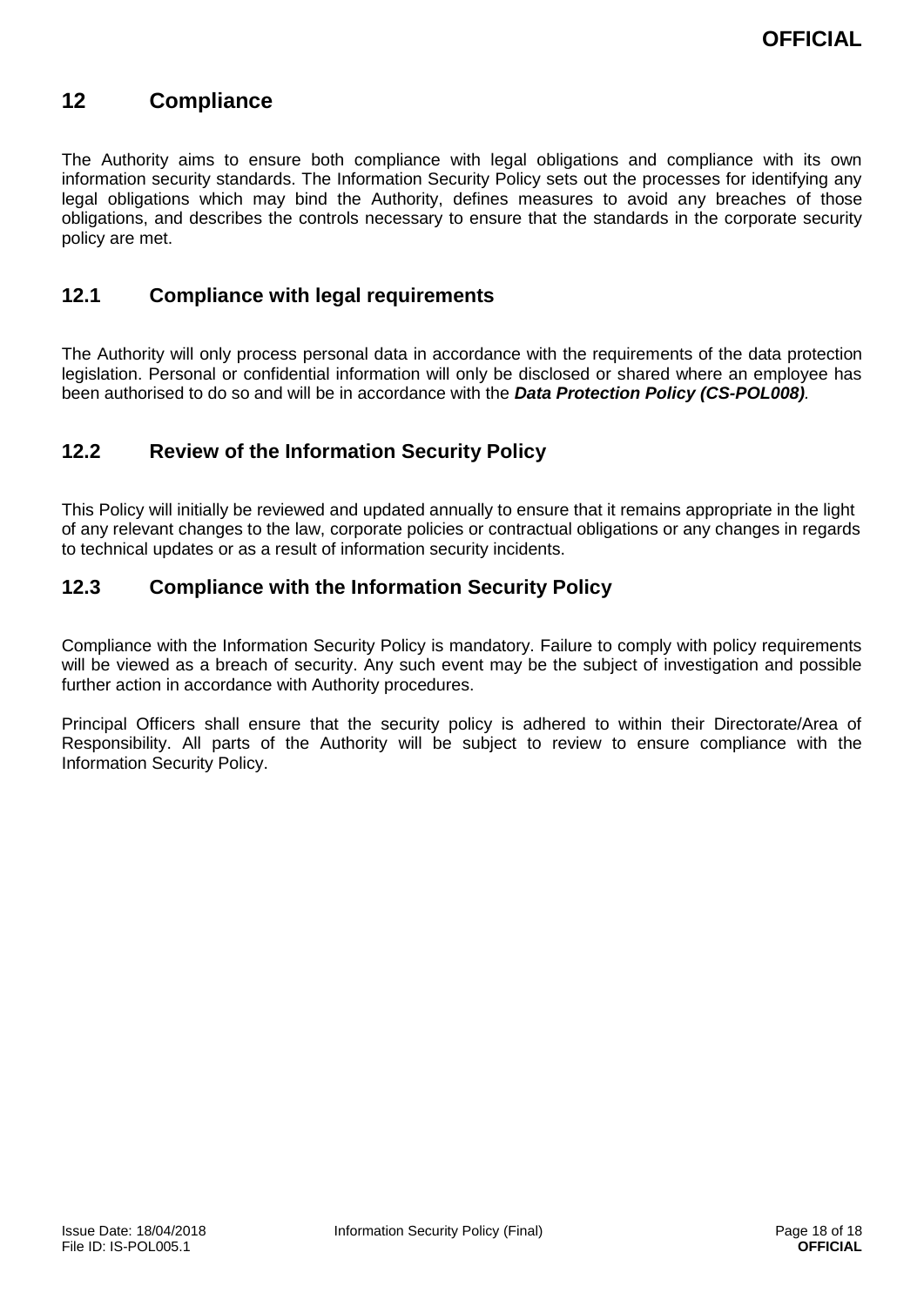# 12 Compliance

The Authority aims to ensure both compliance with legal obligations and compliance with its own information security standards. The Information Security Policy sets out the processes for identifying any legal obligations which may bind the Authority, defines measures to avoid any breaches of those obligations, and describes the controls necessary to ensure that the standards in the corporate security policy are met.

## 12.1 Compliance with legal requirements

The Authority will only process personal data in accordance with the requirements of the data protection legislation. Personal or confidential information will only be disclosed or shared where an employee has been authorised to do so and will be in accordance with the ***Data Protection Policy (CS-POL008)***.

## 12.2 Review of the Information Security Policy

This Policy will initially be reviewed and updated annually to ensure that it remains appropriate in the light of any relevant changes to the law, corporate policies or contractual obligations or any changes in regards to technical updates or as a result of information security incidents.

## 12.3 Compliance with the Information Security Policy

Compliance with the Information Security Policy is mandatory. Failure to comply with policy requirements will be viewed as a breach of security. Any such event may be the subject of investigation and possible further action in accordance with Authority procedures.

Principal Officers shall ensure that the security policy is adhered to within their Directorate/Area of Responsibility. All parts of the Authority will be subject to review to ensure compliance with the Information Security Policy.